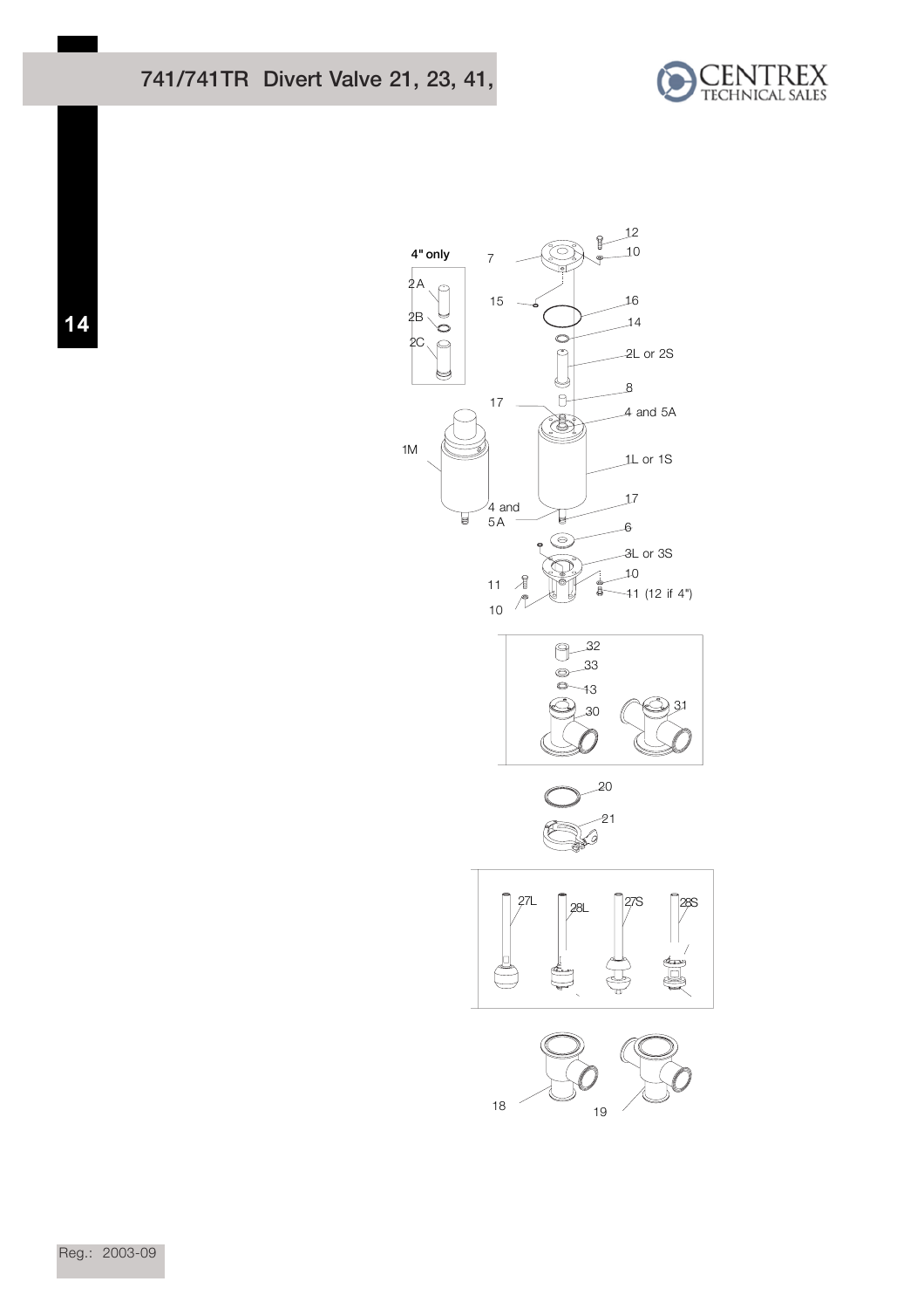# 741/741TR Divert Valve 21, 23, 41,

4" only

2A

2B

2C

7

12

10

15

16

14

2L or 2S

8

17

4 and 5A

1M

1L or 1S

4 and 5A

17

6

3L or 3S

10

11

11 (12 if 4")

10

32

33

13

30

31

20

21

27L

28L

27S

28S

18

19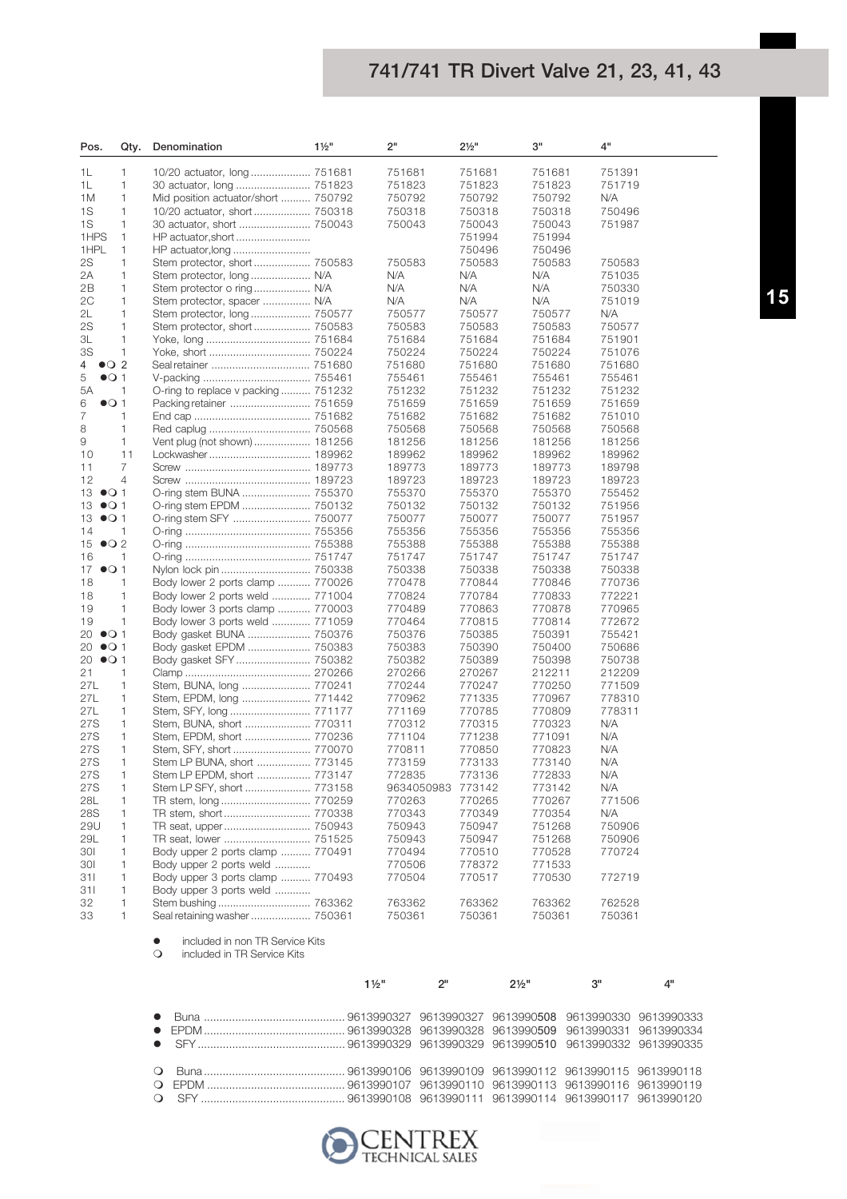# 741/741 TR Divert Valve 21, 23, 41, 43

| Pos. | Qty. | Denomination | 1½" | 2" | 2½" | 3" | 4" |
|---|---|---|---|---|---|---|---|
| 1L | 1 | 10/20 actuator, long | 751681 | 751681 | 751681 | 751681 | 751391 |
| 1L | 1 | 30 actuator, long | 751823 | 751823 | 751823 | 751823 | 751719 |
| 1M | 1 | Mid position actuator/short | 750792 | 750792 | 750792 | 750792 | N/A |
| 1S | 1 | 10/20 actuator, short | 750318 | 750318 | 750318 | 750318 | 750496 |
| 1S | 1 | 30 actuator, short | 750043 | 750043 | 750043 | 750043 | 751987 |
| 1HPS | 1 | HP actuator,short | | | 751994 | 751994 | |
| 1HPL | 1 | HP actuator,long | | | 750496 | 750496 | |
| 2S | 1 | Stem protector, short | 750583 | 750583 | 750583 | 750583 | 750583 |
| 2A | 1 | Stem protector, long | N/A | N/A | N/A | N/A | 751035 |
| 2B | 1 | Stem protector o ring | N/A | N/A | N/A | N/A | 750330 |
| 2C | 1 | Stem protector, spacer | N/A | N/A | N/A | N/A | 751019 |
| 2L | 1 | Stem protector, long | 750577 | 750577 | 750577 | 750577 | N/A |
| 2S | 1 | Stem protector, short | 750583 | 750583 | 750583 | 750583 | 750577 |
| 3L | 1 | Yoke, long | 751684 | 751684 | 751684 | 751684 | 751901 |
| 3S | 1 | Yoke, short | 750224 | 750224 | 750224 | 750224 | 751076 |
| 4 ●❍ | 2 | Seal retainer | 751680 | 751680 | 751680 | 751680 | 751680 |
| 5 ●❍ | 1 | V-packing | 755461 | 755461 | 755461 | 755461 | 755461 |
| 5A | 1 | O-ring to replace v packing | 751232 | 751232 | 751232 | 751232 | 751232 |
| 6 ●❍ | 1 | Packing retainer | 751659 | 751659 | 751659 | 751659 | 751659 |
| 7 | 1 | End cap | 751682 | 751682 | 751682 | 751682 | 751010 |
| 8 | 1 | Red caplug | 750568 | 750568 | 750568 | 750568 | 750568 |
| 9 | 1 | Vent plug (not shown) | 181256 | 181256 | 181256 | 181256 | 181256 |
| 10 | 11 | Lockwasher | 189962 | 189962 | 189962 | 189962 | 189962 |
| 11 | 7 | Screw | 189773 | 189773 | 189773 | 189773 | 189798 |
| 12 | 4 | Screw | 189723 | 189723 | 189723 | 189723 | 189723 |
| 13 ●❍ | 1 | O-ring stem BUNA | 755370 | 755370 | 755370 | 755370 | 755452 |
| 13 ●❍ | 1 | O-ring stem EPDM | 750132 | 750132 | 750132 | 750132 | 751956 |
| 13 ●❍ | 1 | O-ring stem SFY | 750077 | 750077 | 750077 | 750077 | 751957 |
| 14 | 1 | O-ring | 755356 | 755356 | 755356 | 755356 | 755356 |
| 15 ●❍ | 2 | O-ring | 755388 | 755388 | 755388 | 755388 | 755388 |
| 16 | 1 | O-ring | 751747 | 751747 | 751747 | 751747 | 751747 |
| 17 ●❍ | 1 | Nylon lock pin | 750338 | 750338 | 750338 | 750338 | 750338 |
| 18 | 1 | Body lower 2 ports clamp | 770026 | 770478 | 770844 | 770846 | 770736 |
| 18 | 1 | Body lower 2 ports weld | 771004 | 770824 | 770784 | 770833 | 772221 |
| 19 | 1 | Body lower 3 ports clamp | 770003 | 770489 | 770863 | 770878 | 770965 |
| 19 | 1 | Body lower 3 ports weld | 771059 | 770464 | 770815 | 770814 | 772672 |
| 20 ●❍ | 1 | Body gasket BUNA | 750376 | 750376 | 750385 | 750391 | 755421 |
| 20 ●❍ | 1 | Body gasket EPDM | 750383 | 750383 | 750390 | 750400 | 750686 |
| 20 ●❍ | 1 | Body gasket SFY | 750382 | 750382 | 750389 | 750398 | 750738 |
| 21 | 1 | Clamp | 270266 | 270266 | 270267 | 212211 | 212209 |
| 27L | 1 | Stem, BUNA, long | 770241 | 770244 | 770247 | 770250 | 771509 |
| 27L | 1 | Stem, EPDM, long | 771442 | 770962 | 771335 | 770967 | 778310 |
| 27L | 1 | Stem, SFY, long | 771177 | 771169 | 770785 | 770809 | 778311 |
| 27S | 1 | Stem, BUNA, short | 770311 | 770312 | 770315 | 770323 | N/A |
| 27S | 1 | Stem, EPDM, short | 770236 | 771104 | 771238 | 771091 | N/A |
| 27S | 1 | Stem, SFY, short | 770070 | 770811 | 770850 | 770823 | N/A |
| 27S | 1 | Stem LP BUNA, short | 773145 | 773159 | 773133 | 773140 | N/A |
| 27S | 1 | Stem LP EPDM, short | 773147 | 772835 | 773136 | 772833 | N/A |
| 27S | 1 | Stem LP SFY, short | 773158 | 9634050983 | 773142 | 773142 | N/A |
| 28L | 1 | TR stem, long | 770259 | 770263 | 770265 | 770267 | 771506 |
| 28S | 1 | TR stem, short | 770338 | 770343 | 770349 | 770354 | N/A |
| 29U | 1 | TR seat, upper | 750943 | 750943 | 750947 | 751268 | 750906 |
| 29L | 1 | TR seat, lower | 751525 | 750943 | 750947 | 751268 | 750906 |
| 30I | 1 | Body upper 2 ports clamp | 770491 | 770494 | 770510 | 770528 | 770724 |
| 30I | 1 | Body upper 2 ports weld | | 770506 | 778372 | 771533 | |
| 31I | 1 | Body upper 3 ports clamp | 770493 | 770504 | 770517 | 770530 | 772719 |
| 31I | 1 | Body upper 3 ports weld | | | | | |
| 32 | 1 | Stem bushing | 763362 | 763362 | 763362 | 763362 | 762528 |
| 33 | 1 | Seal retaining washer | 750361 | 750361 | 750361 | 750361 | 750361 |

● included in non TR Service Kits
❍ included in TR Service Kits

| | 1½" | 2" | 2½" | 3" | 4" |
|---|---|---|---|---|---|
| ● Buna | 9613990327 | 9613990327 | 9613990**508** | 9613990330 | 9613990333 |
| ● EPDM | 9613990328 | 9613990328 | 9613990**509** | 9613990331 | 9613990334 |
| ● SFY | 9613990329 | 9613990329 | 9613990**510** | 9613990332 | 9613990335 |
| ❍ Buna | 9613990106 | 9613990109 | 9613990112 | 9613990115 | 9613990118 |
| ❍ EPDM | 9613990107 | 9613990110 | 9613990113 | 9613990116 | 9613990119 |
| ❍ SFY | 9613990108 | 9613990111 | 9613990114 | 9613990117 | 9613990120 |

CENTREX TECHNICAL SALES